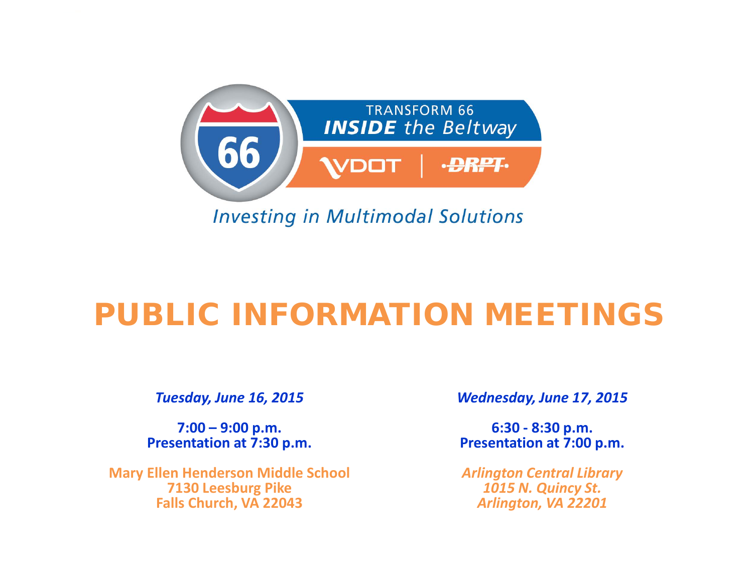TRANSFORM 66

**INSIDE** the Beltway

VDOT | DRPT

*Investing in Multimodal Solutions*

# PUBLIC INFORMATION MEETINGS

***Tuesday, June 16, 2015***

**7:00 – 9:00 p.m.**
**Presentation at 7:30 p.m.**

**Mary Ellen Henderson Middle School**
**7130 Leesburg Pike**
**Falls Church, VA 22043**

***Wednesday, June 17, 2015***

**6:30 - 8:30 p.m.**
**Presentation at 7:00 p.m.**

***Arlington Central Library***
***1015 N. Quincy St.***
***Arlington, VA 22201***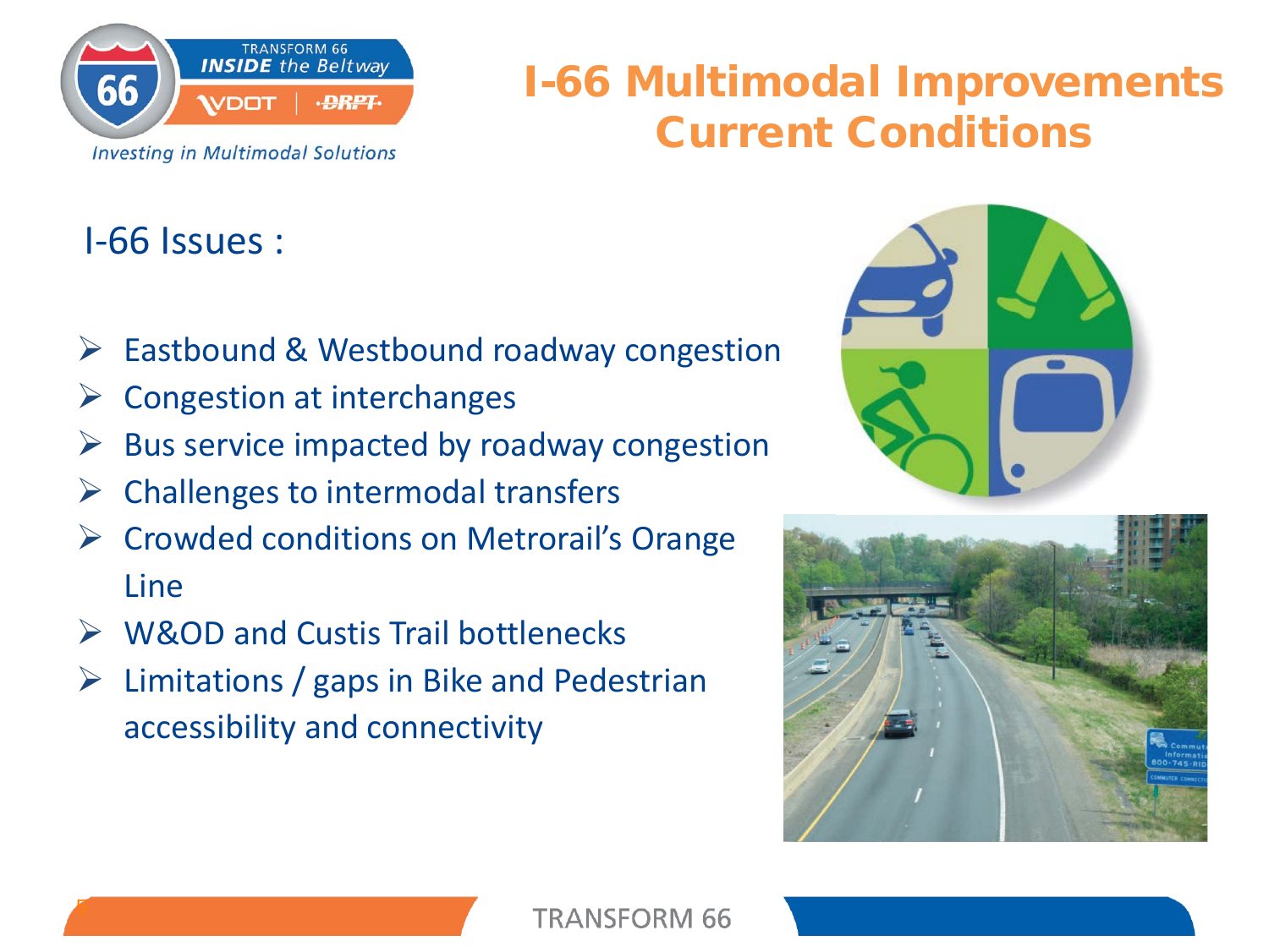# I-66 Multimodal Improvements Current Conditions

## I-66 Issues :

- Eastbound & Westbound roadway congestion
- Congestion at interchanges
- Bus service impacted by roadway congestion
- Challenges to intermodal transfers
- Crowded conditions on Metrorail's Orange Line
- W&OD and Custis Trail bottlenecks
- Limitations / gaps in Bike and Pedestrian accessibility and connectivity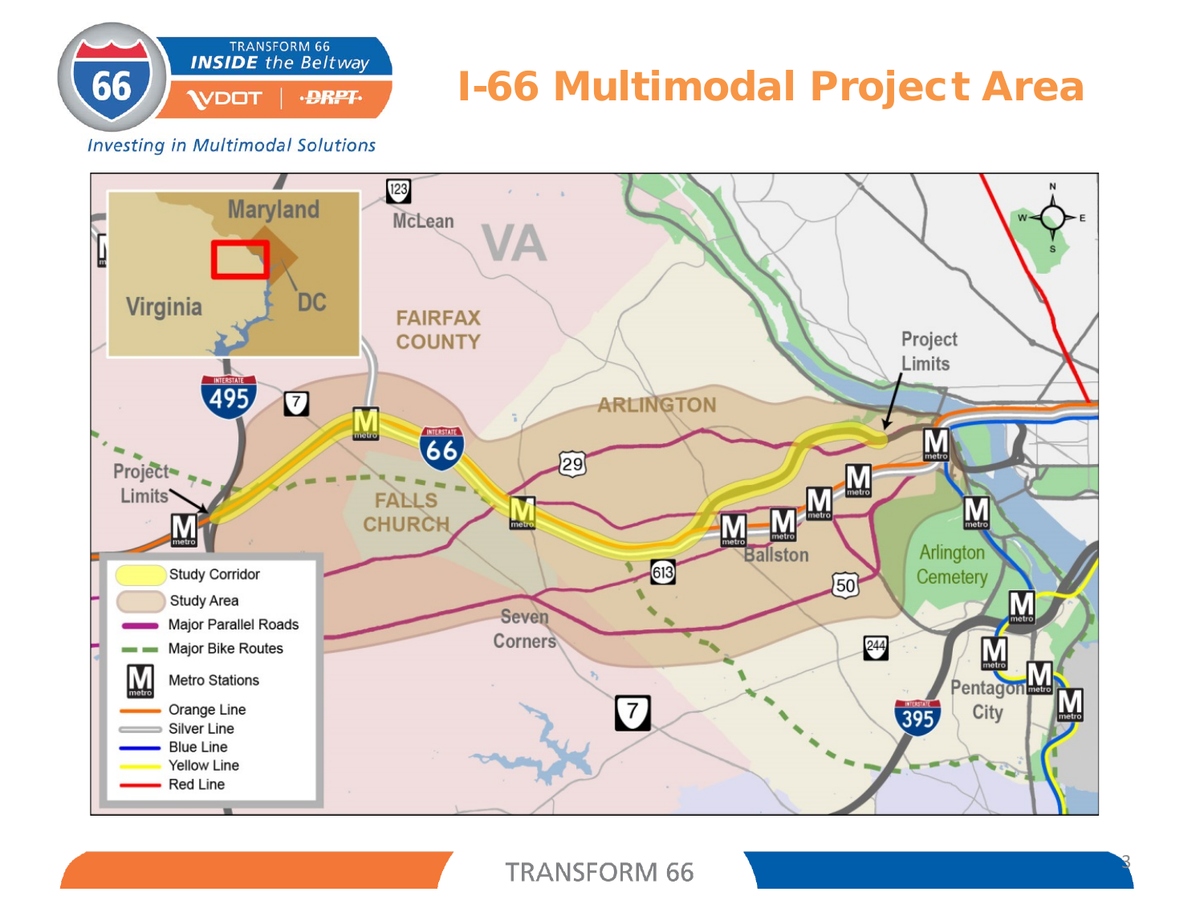# I-66 Multimodal Project Area

TRANSFORM 66 *INSIDE the Beltway*

VDOT | DRPT

*Investing in Multimodal Solutions*

Maryland

Virginia

DC

McLean

VA

FAIRFAX COUNTY

ARLINGTON

FALLS CHURCH

Seven Corners

Ballston

Arlington Cemetery

Pentagon City

Project Limits

Project Limits

- Study Corridor
- Study Area
- Major Parallel Roads
- Major Bike Routes
- Metro Stations
- Orange Line
- Silver Line
- Blue Line
- Yellow Line
- Red Line

TRANSFORM 66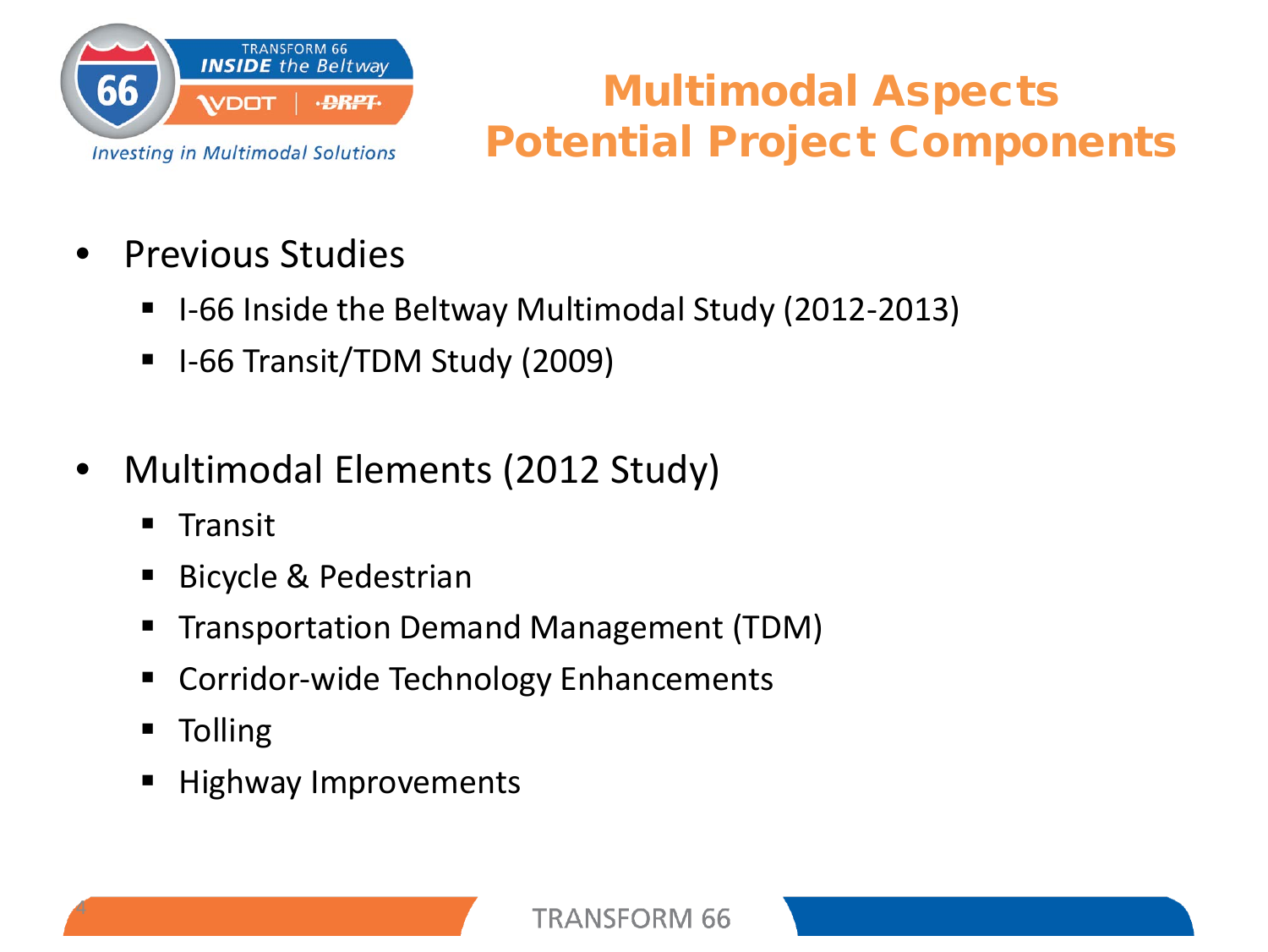# Multimodal Aspects Potential Project Components

- Previous Studies
  - I-66 Inside the Beltway Multimodal Study (2012-2013)
  - I-66 Transit/TDM Study (2009)

- Multimodal Elements (2012 Study)
  - Transit
  - Bicycle & Pedestrian
  - Transportation Demand Management (TDM)
  - Corridor-wide Technology Enhancements
  - Tolling
  - Highway Improvements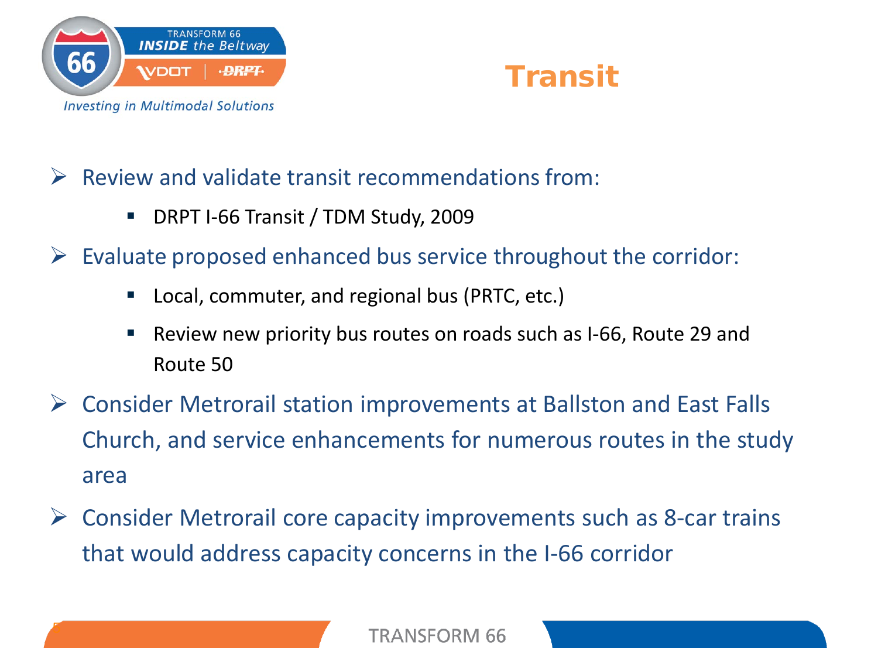# Transit

- Review and validate transit recommendations from:
  - DRPT I-66 Transit / TDM Study, 2009
- Evaluate proposed enhanced bus service throughout the corridor:
  - Local, commuter, and regional bus (PRTC, etc.)
  - Review new priority bus routes on roads such as I-66, Route 29 and Route 50
- Consider Metrorail station improvements at Ballston and East Falls Church, and service enhancements for numerous routes in the study area
- Consider Metrorail core capacity improvements such as 8-car trains that would address capacity concerns in the I-66 corridor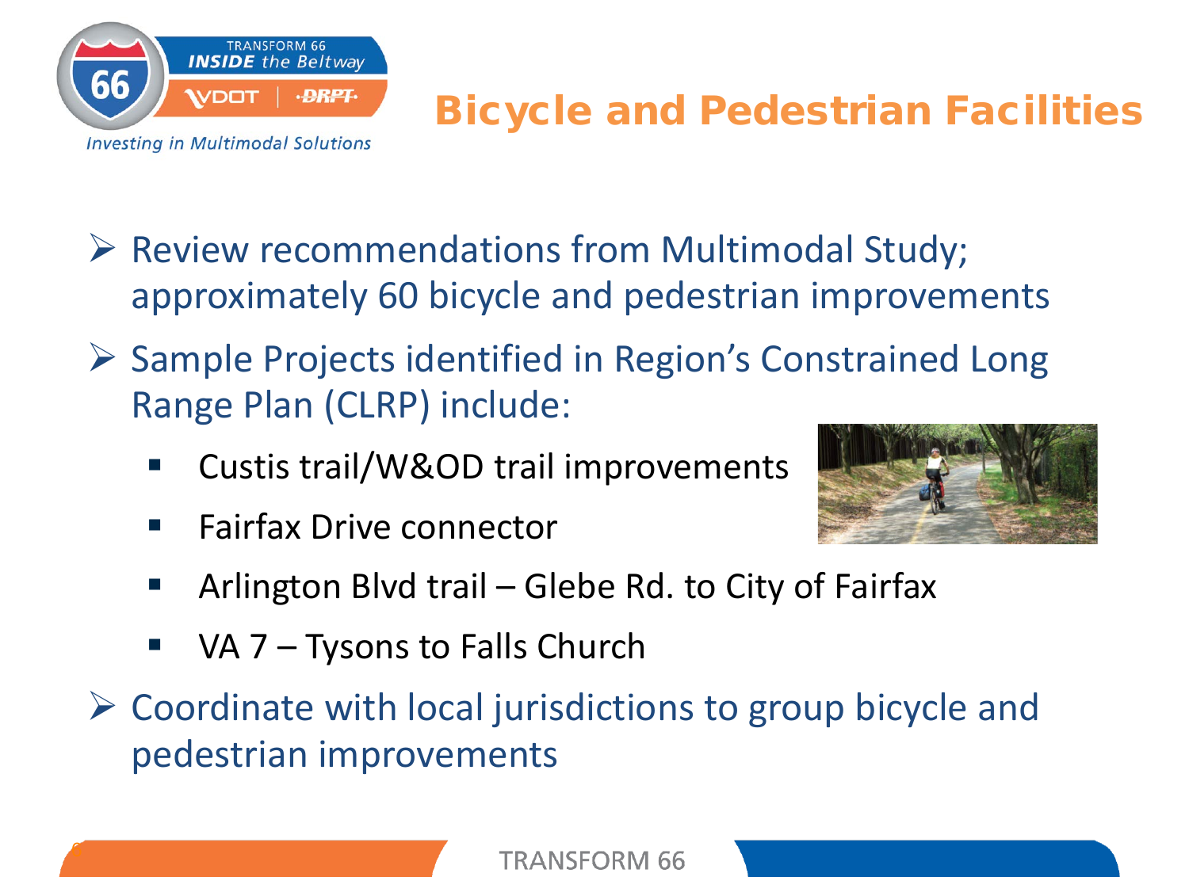# Bicycle and Pedestrian Facilities

- Review recommendations from Multimodal Study; approximately 60 bicycle and pedestrian improvements
- Sample Projects identified in Region's Constrained Long Range Plan (CLRP) include:
  - Custis trail/W&OD trail improvements
  - Fairfax Drive connector
  - Arlington Blvd trail – Glebe Rd. to City of Fairfax
  - VA 7 – Tysons to Falls Church
- Coordinate with local jurisdictions to group bicycle and pedestrian improvements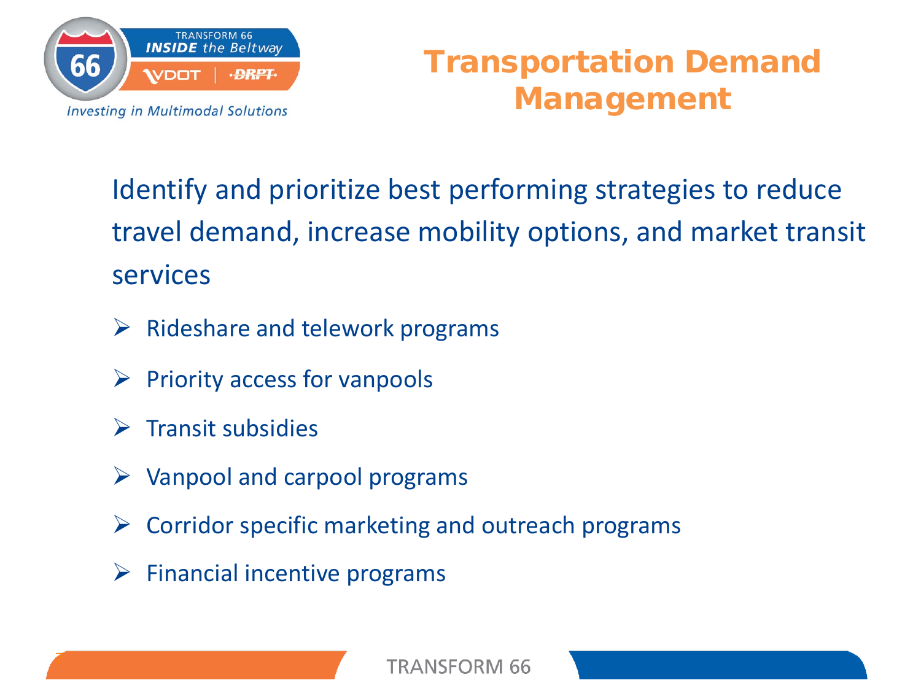# Transportation Demand Management

Identify and prioritize best performing strategies to reduce travel demand, increase mobility options, and market transit services

- Rideshare and telework programs
- Priority access for vanpools
- Transit subsidies
- Vanpool and carpool programs
- Corridor specific marketing and outreach programs
- Financial incentive programs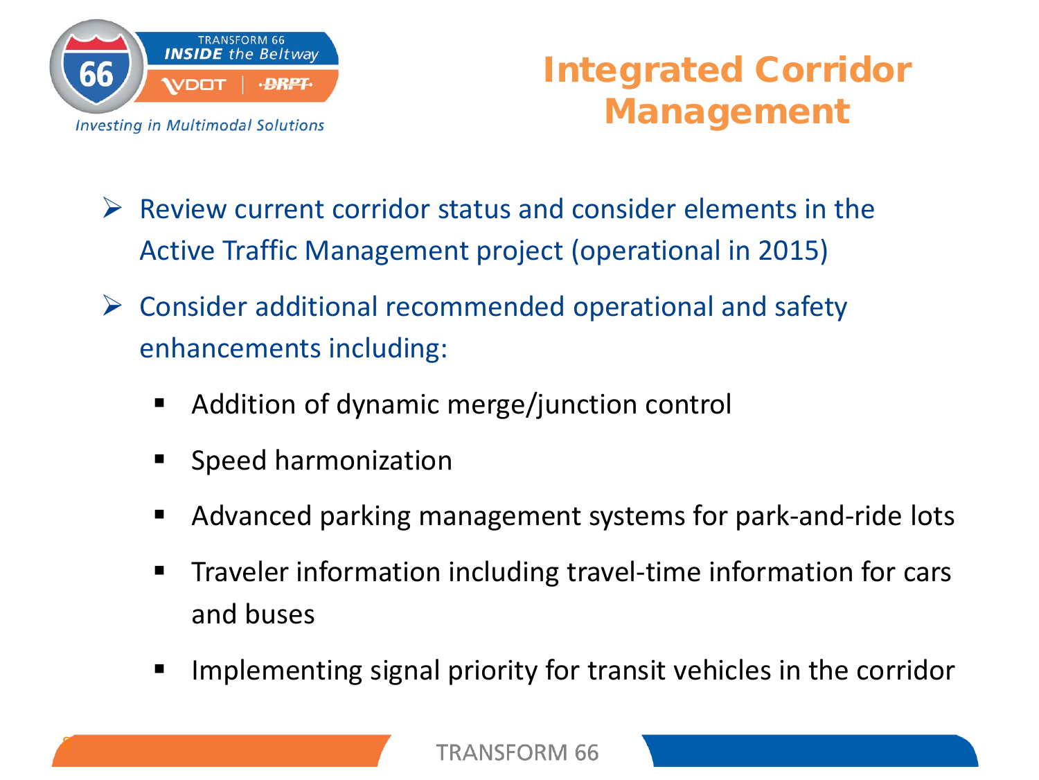# Integrated Corridor Management

- Review current corridor status and consider elements in the Active Traffic Management project (operational in 2015)
- Consider additional recommended operational and safety enhancements including:
  - Addition of dynamic merge/junction control
  - Speed harmonization
  - Advanced parking management systems for park-and-ride lots
  - Traveler information including travel-time information for cars and buses
  - Implementing signal priority for transit vehicles in the corridor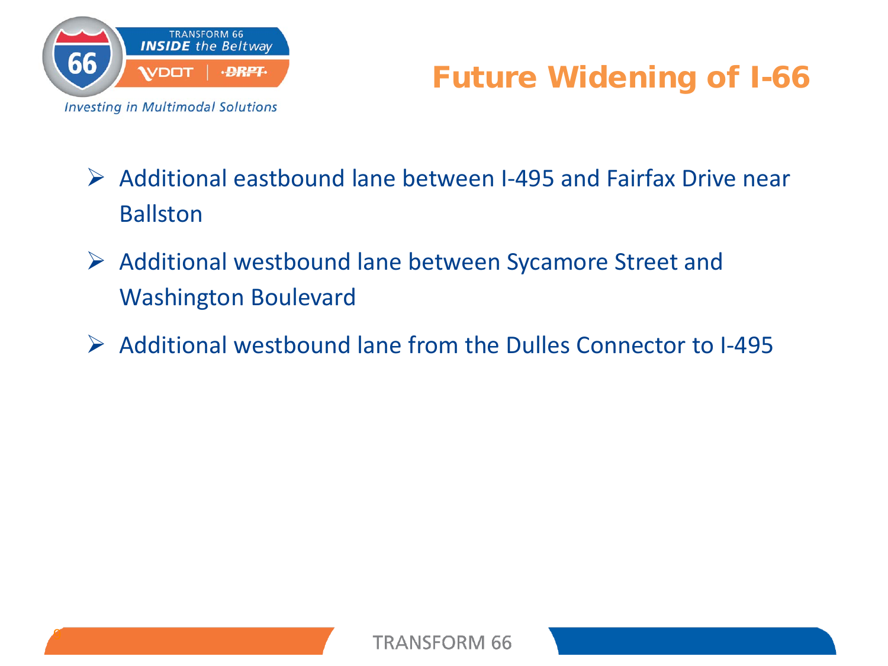# Future Widening of I-66

- Additional eastbound lane between I-495 and Fairfax Drive near Ballston
- Additional westbound lane between Sycamore Street and Washington Boulevard
- Additional westbound lane from the Dulles Connector to I-495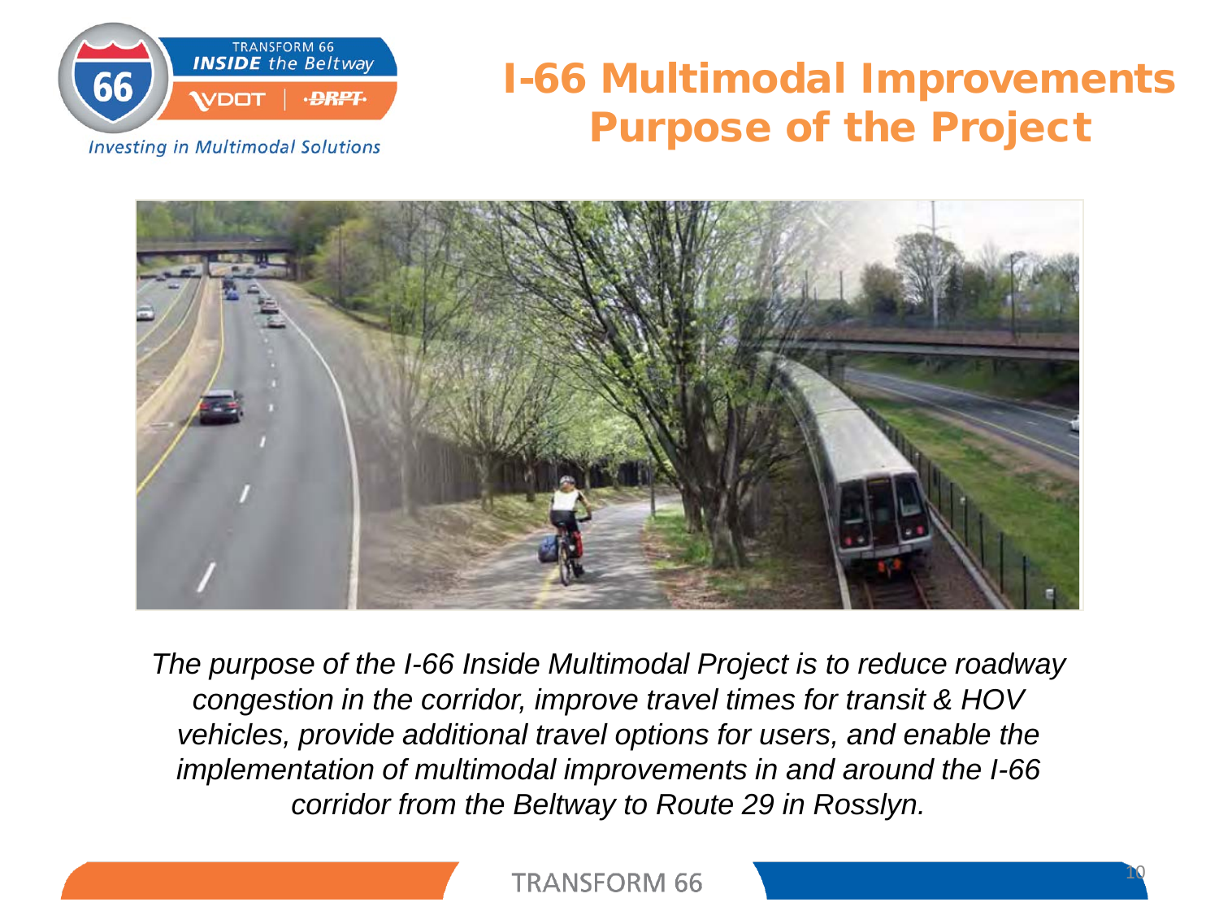# I-66 Multimodal Improvements Purpose of the Project

*The purpose of the I-66 Inside Multimodal Project is to reduce roadway congestion in the corridor, improve travel times for transit & HOV vehicles, provide additional travel options for users, and enable the implementation of multimodal improvements in and around the I-66 corridor from the Beltway to Route 29 in Rosslyn.*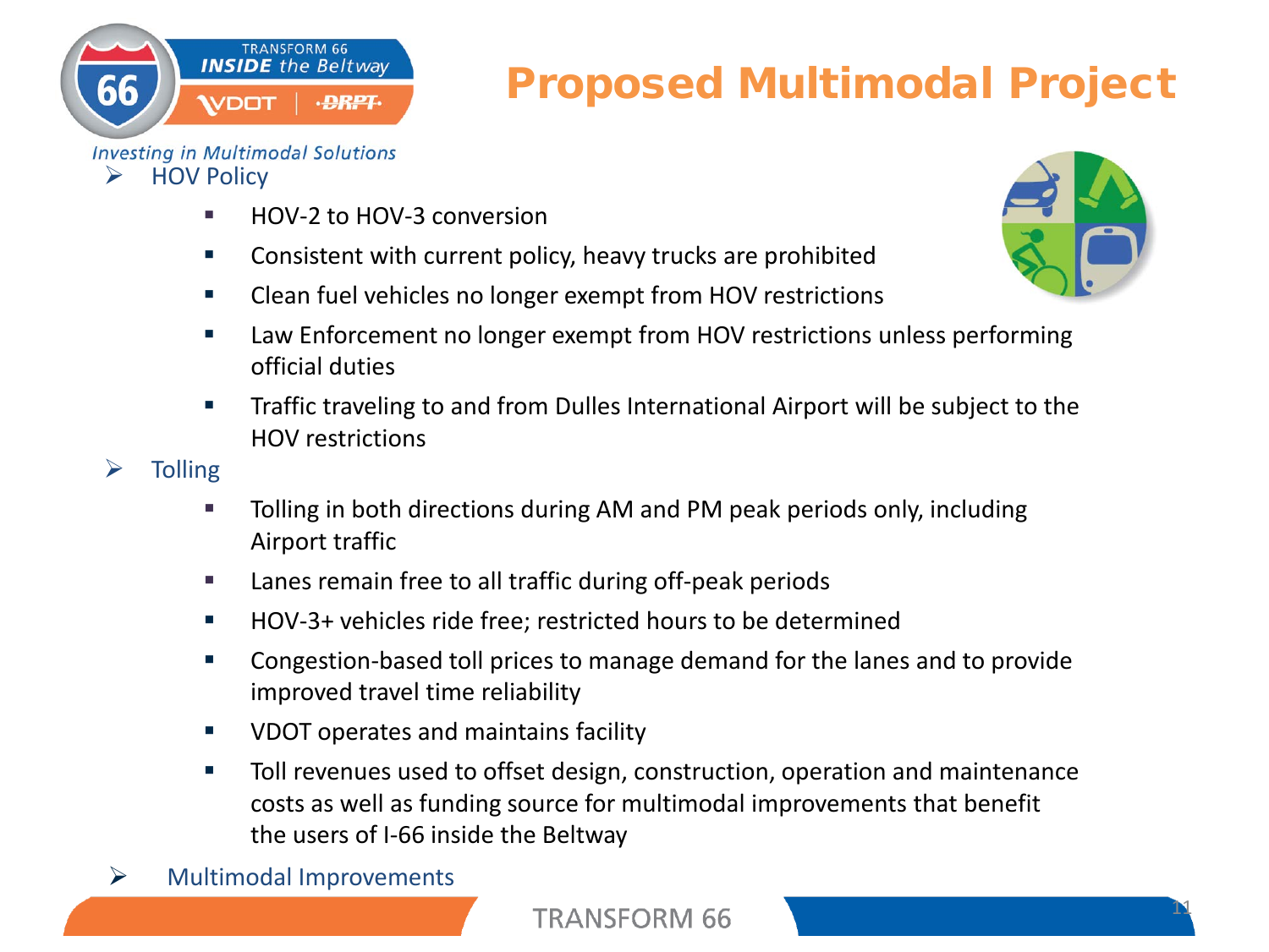# Proposed Multimodal Project

- HOV Policy
  - HOV-2 to HOV-3 conversion
  - Consistent with current policy, heavy trucks are prohibited
  - Clean fuel vehicles no longer exempt from HOV restrictions
  - Law Enforcement no longer exempt from HOV restrictions unless performing official duties
  - Traffic traveling to and from Dulles International Airport will be subject to the HOV restrictions
- Tolling
  - Tolling in both directions during AM and PM peak periods only, including Airport traffic
  - Lanes remain free to all traffic during off-peak periods
  - HOV-3+ vehicles ride free; restricted hours to be determined
  - Congestion-based toll prices to manage demand for the lanes and to provide improved travel time reliability
  - VDOT operates and maintains facility
  - Toll revenues used to offset design, construction, operation and maintenance costs as well as funding source for multimodal improvements that benefit the users of I-66 inside the Beltway
- Multimodal Improvements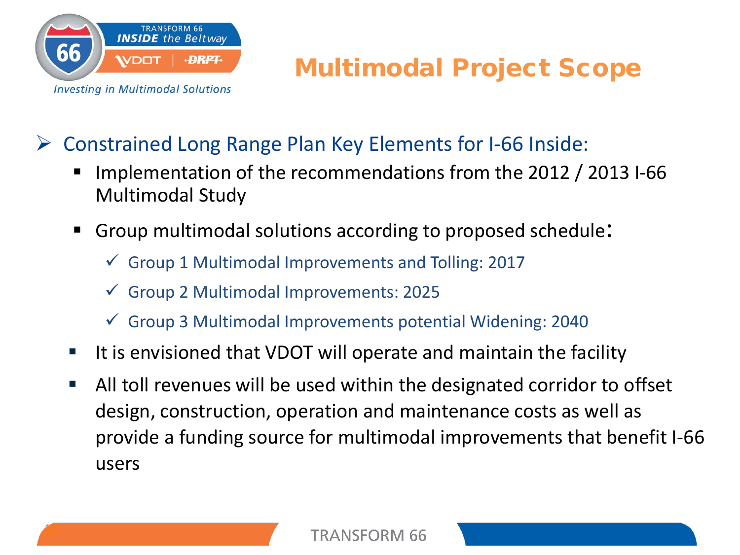# Multimodal Project Scope

- Constrained Long Range Plan Key Elements for I-66 Inside:
  - Implementation of the recommendations from the 2012 / 2013 I-66 Multimodal Study
  - Group multimodal solutions according to proposed schedule:
    - ✓ Group 1 Multimodal Improvements and Tolling: 2017
    - ✓ Group 2 Multimodal Improvements: 2025
    - ✓ Group 3 Multimodal Improvements potential Widening: 2040
  - It is envisioned that VDOT will operate and maintain the facility
  - All toll revenues will be used within the designated corridor to offset design, construction, operation and maintenance costs as well as provide a funding source for multimodal improvements that benefit I-66 users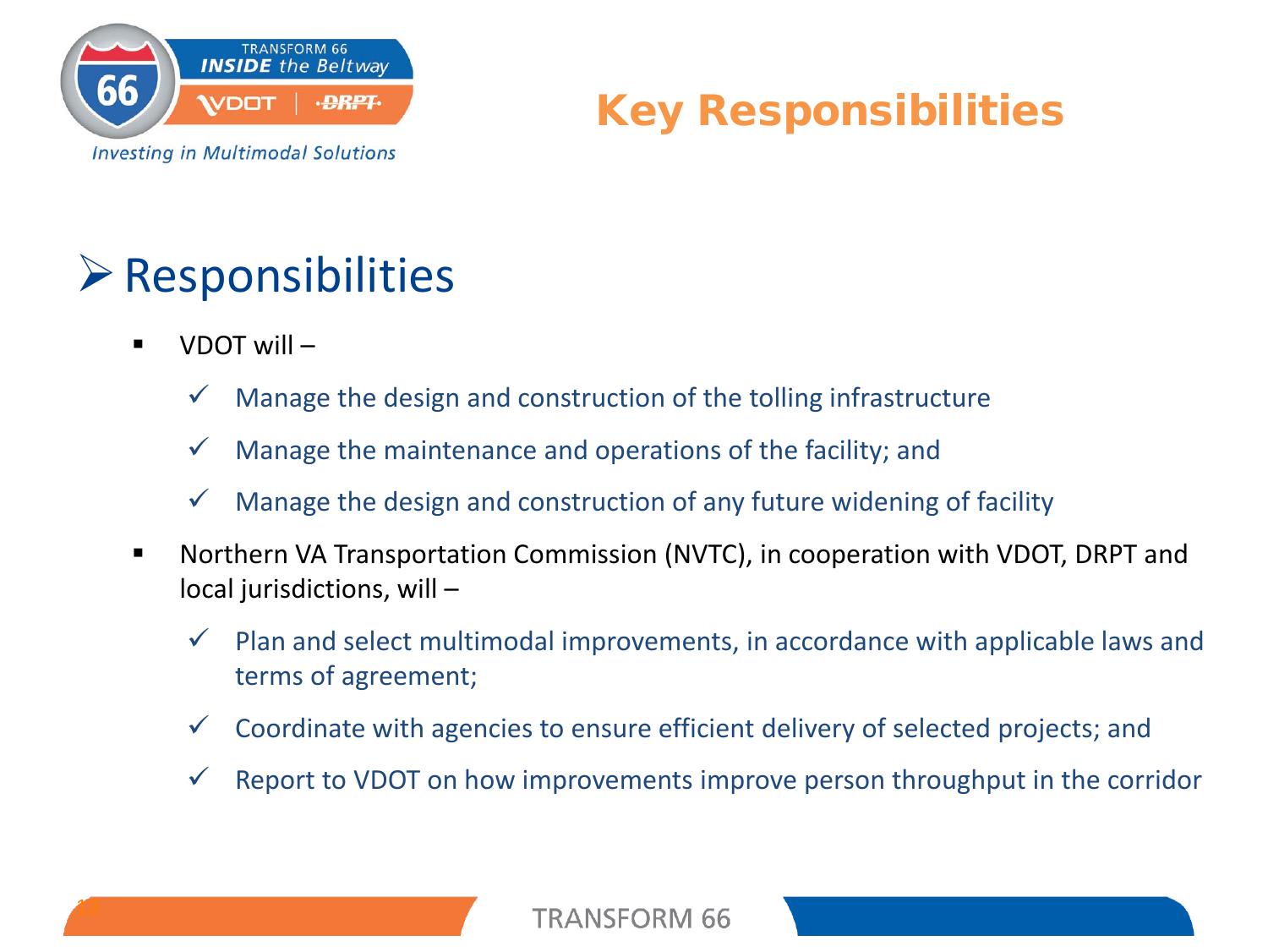# Key Responsibilities

## Responsibilities

- VDOT will –
  - ✓ Manage the design and construction of the tolling infrastructure
  - ✓ Manage the maintenance and operations of the facility; and
  - ✓ Manage the design and construction of any future widening of facility
- Northern VA Transportation Commission (NVTC), in cooperation with VDOT, DRPT and local jurisdictions, will –
  - ✓ Plan and select multimodal improvements, in accordance with applicable laws and terms of agreement;
  - ✓ Coordinate with agencies to ensure efficient delivery of selected projects; and
  - ✓ Report to VDOT on how improvements improve person throughput in the corridor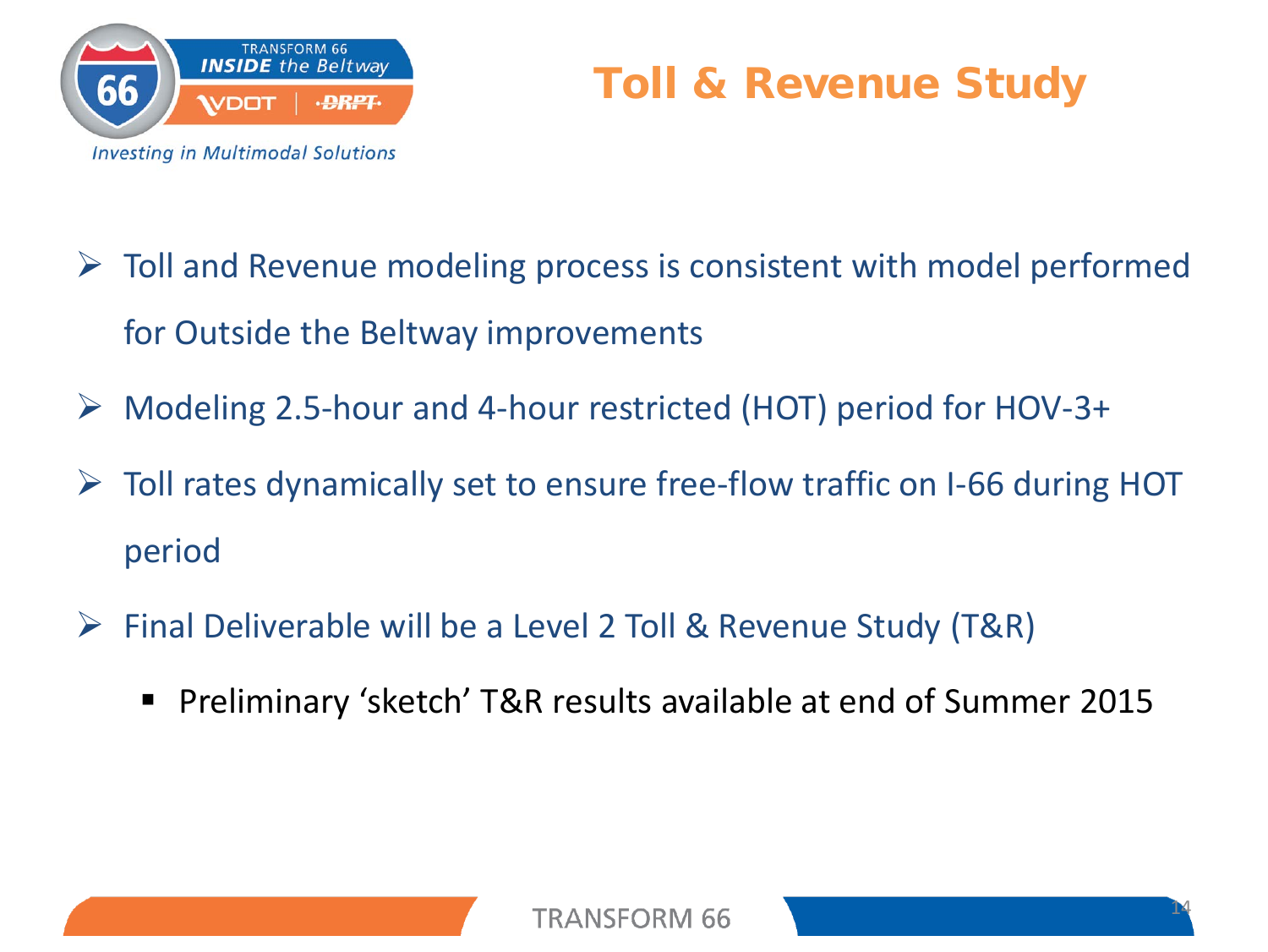# Toll & Revenue Study

- Toll and Revenue modeling process is consistent with model performed for Outside the Beltway improvements
- Modeling 2.5-hour and 4-hour restricted (HOT) period for HOV-3+
- Toll rates dynamically set to ensure free-flow traffic on I-66 during HOT period
- Final Deliverable will be a Level 2 Toll & Revenue Study (T&R)
  - Preliminary 'sketch' T&R results available at end of Summer 2015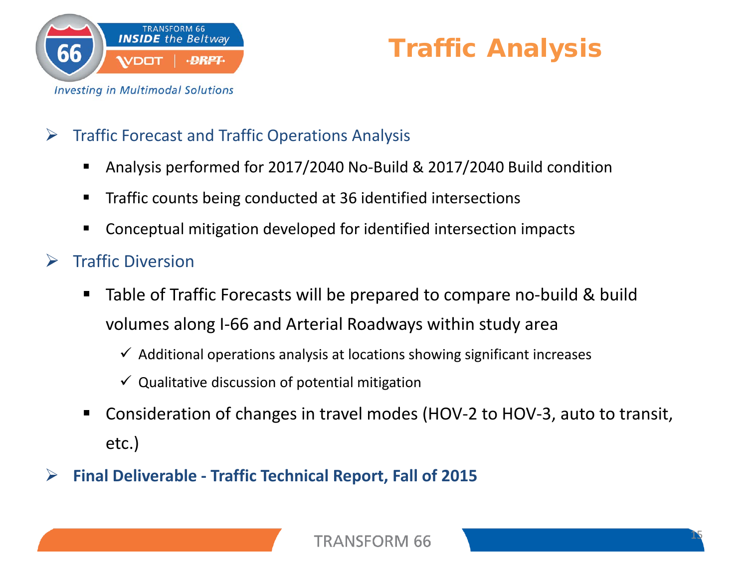# Traffic Analysis

- Traffic Forecast and Traffic Operations Analysis
  - Analysis performed for 2017/2040 No-Build & 2017/2040 Build condition
  - Traffic counts being conducted at 36 identified intersections
  - Conceptual mitigation developed for identified intersection impacts
- Traffic Diversion
  - Table of Traffic Forecasts will be prepared to compare no-build & build volumes along I-66 and Arterial Roadways within study area
    - ✓ Additional operations analysis at locations showing significant increases
    - ✓ Qualitative discussion of potential mitigation
  - Consideration of changes in travel modes (HOV-2 to HOV-3, auto to transit, etc.)
- **Final Deliverable - Traffic Technical Report, Fall of 2015**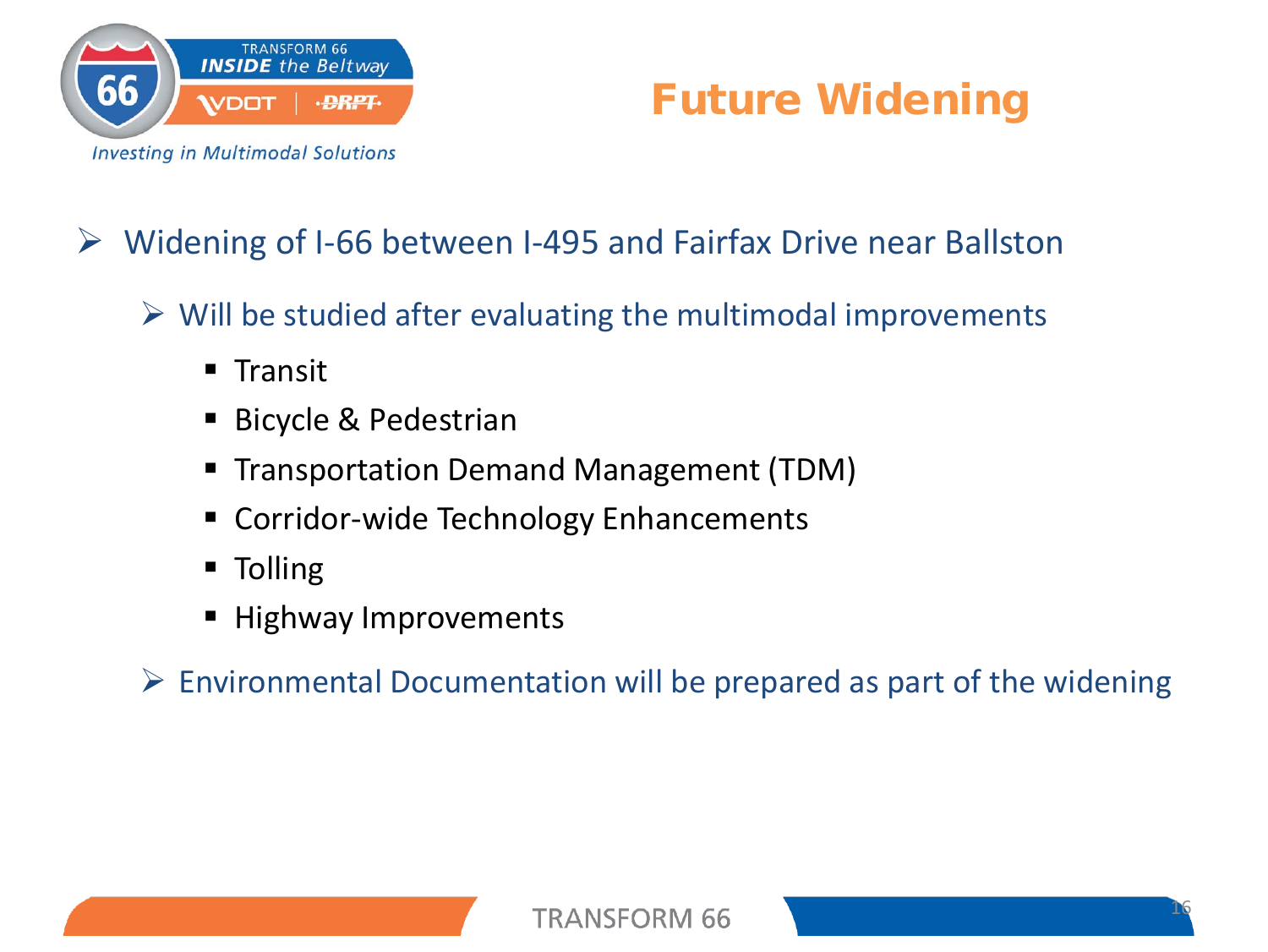# Future Widening

- Widening of I-66 between I-495 and Fairfax Drive near Ballston
  - Will be studied after evaluating the multimodal improvements
    - Transit
    - Bicycle & Pedestrian
    - Transportation Demand Management (TDM)
    - Corridor-wide Technology Enhancements
    - Tolling
    - Highway Improvements
  - Environmental Documentation will be prepared as part of the widening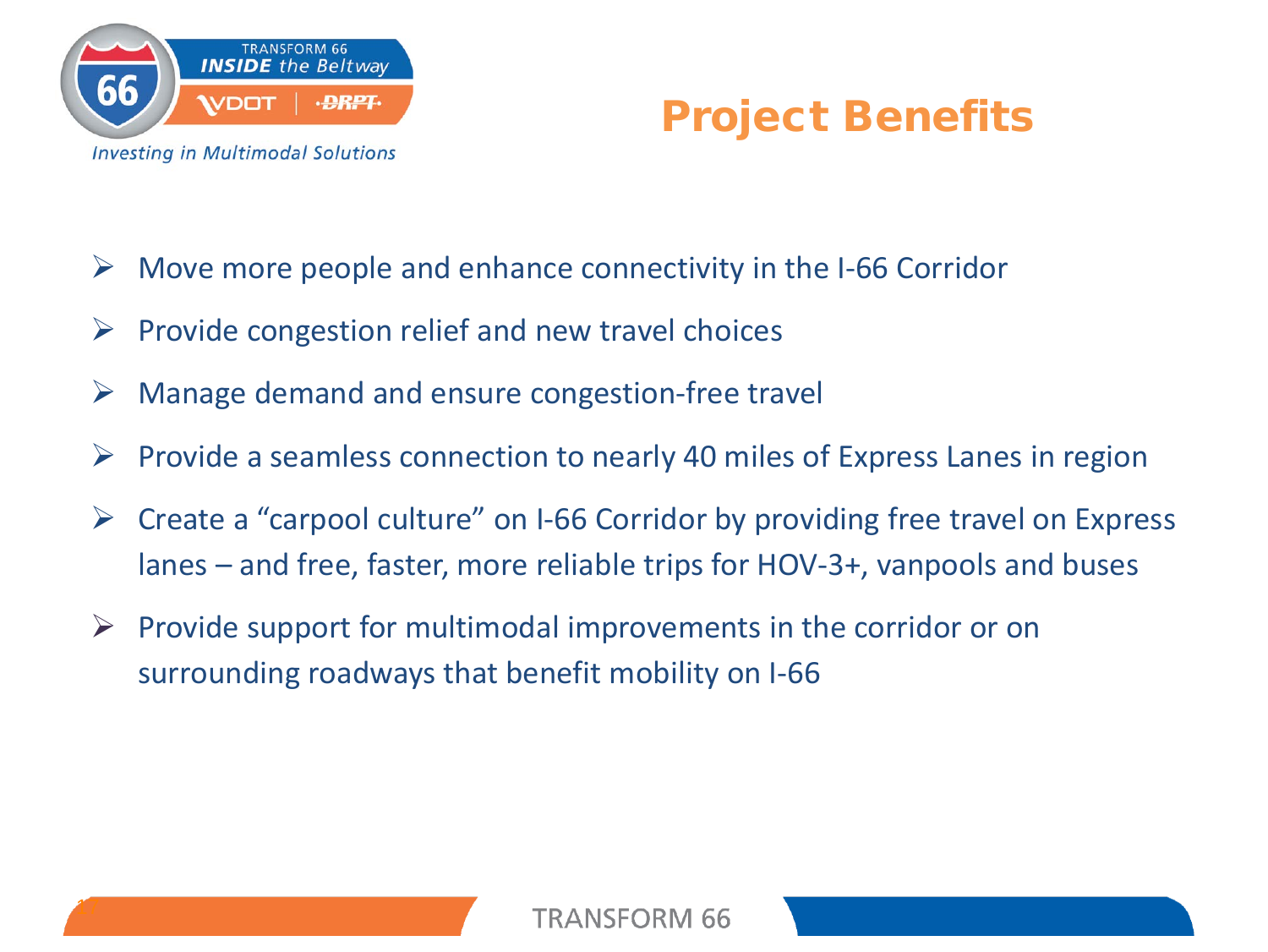# Project Benefits

- Move more people and enhance connectivity in the I-66 Corridor
- Provide congestion relief and new travel choices
- Manage demand and ensure congestion-free travel
- Provide a seamless connection to nearly 40 miles of Express Lanes in region
- Create a "carpool culture" on I-66 Corridor by providing free travel on Express lanes – and free, faster, more reliable trips for HOV-3+, vanpools and buses
- Provide support for multimodal improvements in the corridor or on surrounding roadways that benefit mobility on I-66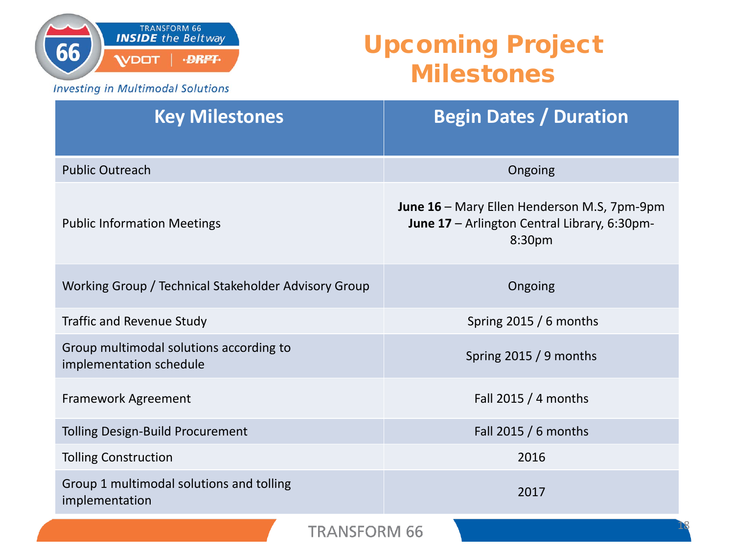TRANSFORM 66 *INSIDE the Beltway*

*Investing in Multimodal Solutions*

# Upcoming Project Milestones

| Key Milestones | Begin Dates / Duration |
|---|---|
| Public Outreach | Ongoing |
| Public Information Meetings | **June 16** – Mary Ellen Henderson M.S, 7pm-9pm<br>**June 17** – Arlington Central Library, 6:30pm-8:30pm |
| Working Group / Technical Stakeholder Advisory Group | Ongoing |
| Traffic and Revenue Study | Spring 2015 / 6 months |
| Group multimodal solutions according to implementation schedule | Spring 2015 / 9 months |
| Framework Agreement | Fall 2015 / 4 months |
| Tolling Design-Build Procurement | Fall 2015 / 6 months |
| Tolling Construction | 2016 |
| Group 1 multimodal solutions and tolling implementation | 2017 |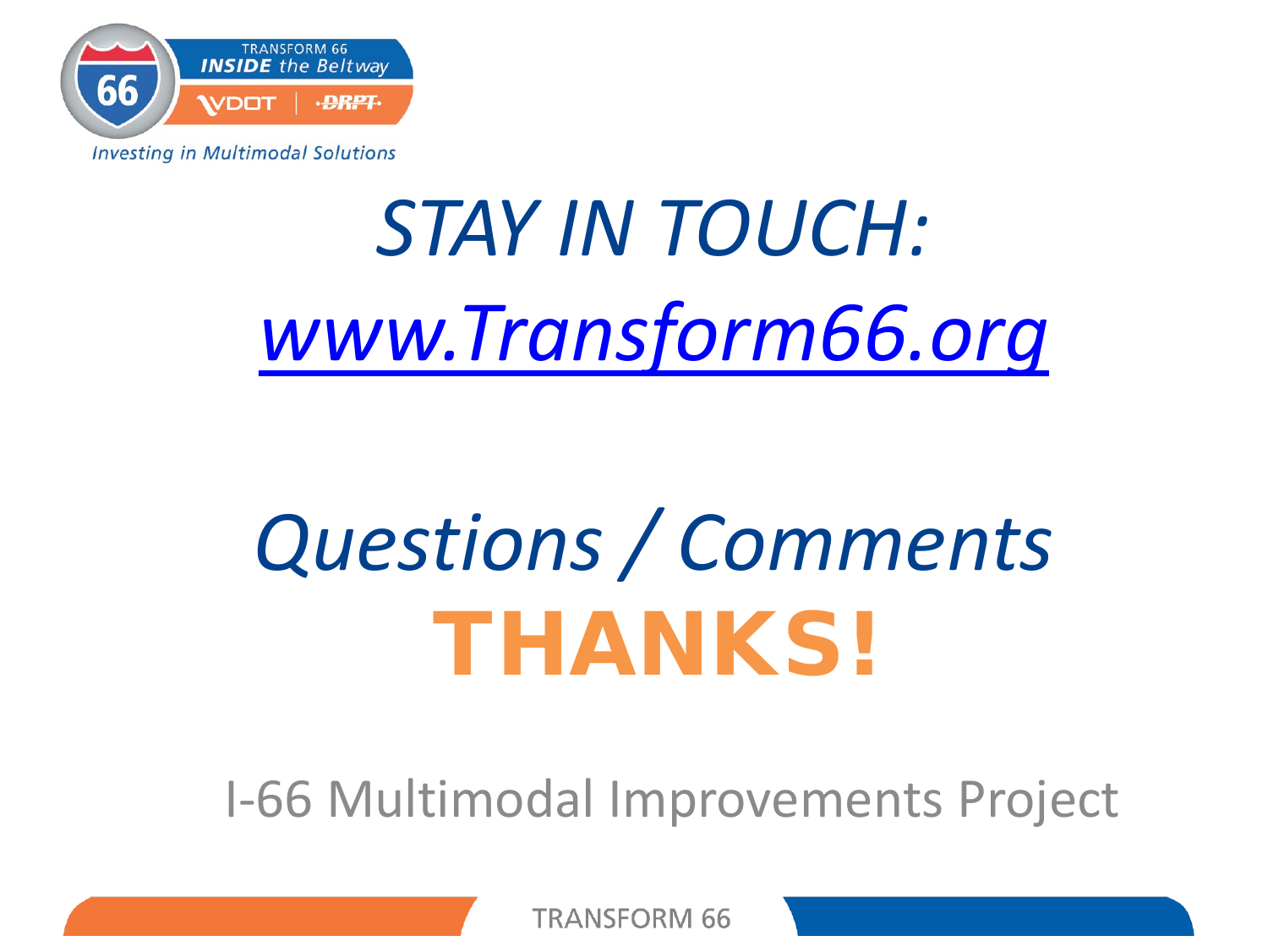TRANSFORM 66
**INSIDE** the Beltway
VDOT | DRPT
*Investing in Multimodal Solutions*

# *STAY IN TOUCH:*

# *[www.Transform66.org](http://www.Transform66.org)*

# *Questions / Comments*

# **THANKS!**

I-66 Multimodal Improvements Project

TRANSFORM 66